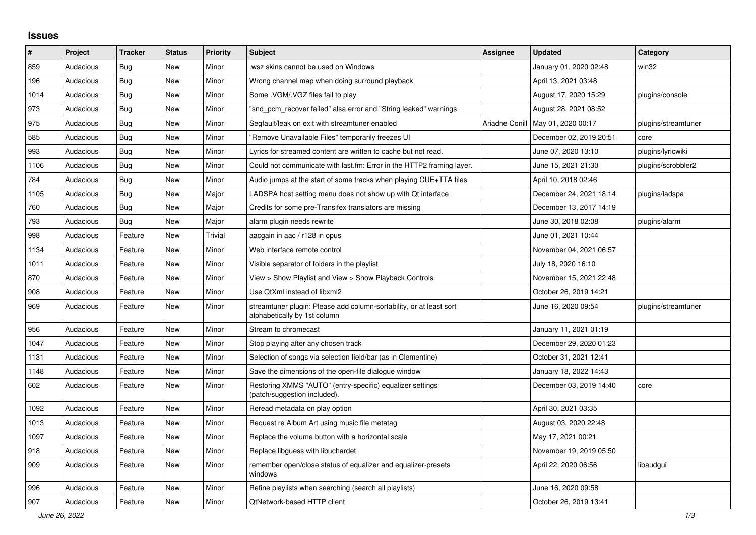# Issues

| # | Project | Tracker | Status | Priority | Subject | Assignee | Updated | Category |
|---|---|---|---|---|---|---|---|---|
| 859 | Audacious | Bug | New | Minor | .wsz skins cannot be used on Windows | | January 01, 2020 02:48 | win32 |
| 196 | Audacious | Bug | New | Minor | Wrong channel map when doing surround playback | | April 13, 2021 03:48 | |
| 1014 | Audacious | Bug | New | Minor | Some .VGM/.VGZ files fail to play | | August 17, 2020 15:29 | plugins/console |
| 973 | Audacious | Bug | New | Minor | "snd_pcm_recover failed" alsa error and "String leaked" warnings | | August 28, 2021 08:52 | |
| 975 | Audacious | Bug | New | Minor | Segfault/leak on exit with streamtuner enabled | Ariadne Conill | May 01, 2020 00:17 | plugins/streamtuner |
| 585 | Audacious | Bug | New | Minor | "Remove Unavailable Files" temporarily freezes UI | | December 02, 2019 20:51 | core |
| 993 | Audacious | Bug | New | Minor | Lyrics for streamed content are written to cache but not read. | | June 07, 2020 13:10 | plugins/lyricwiki |
| 1106 | Audacious | Bug | New | Minor | Could not communicate with last.fm: Error in the HTTP2 framing layer. | | June 15, 2021 21:30 | plugins/scrobbler2 |
| 784 | Audacious | Bug | New | Minor | Audio jumps at the start of some tracks when playing CUE+TTA files | | April 10, 2018 02:46 | |
| 1105 | Audacious | Bug | New | Major | LADSPA host setting menu does not show up with Qt interface | | December 24, 2021 18:14 | plugins/ladspa |
| 760 | Audacious | Bug | New | Major | Credits for some pre-Transifex translators are missing | | December 13, 2017 14:19 | |
| 793 | Audacious | Bug | New | Major | alarm plugin needs rewrite | | June 30, 2018 02:08 | plugins/alarm |
| 998 | Audacious | Feature | New | Trivial | aacgain in aac / r128 in opus | | June 01, 2021 10:44 | |
| 1134 | Audacious | Feature | New | Minor | Web interface remote control | | November 04, 2021 06:57 | |
| 1011 | Audacious | Feature | New | Minor | Visible separator of folders in the playlist | | July 18, 2020 16:10 | |
| 870 | Audacious | Feature | New | Minor | View > Show Playlist and View > Show Playback Controls | | November 15, 2021 22:48 | |
| 908 | Audacious | Feature | New | Minor | Use QtXml instead of libxml2 | | October 26, 2019 14:21 | |
| 969 | Audacious | Feature | New | Minor | streamtuner plugin: Please add column-sortability, or at least sort alphabetically by 1st column | | June 16, 2020 09:54 | plugins/streamtuner |
| 956 | Audacious | Feature | New | Minor | Stream to chromecast | | January 11, 2021 01:19 | |
| 1047 | Audacious | Feature | New | Minor | Stop playing after any chosen track | | December 29, 2020 01:23 | |
| 1131 | Audacious | Feature | New | Minor | Selection of songs via selection field/bar (as in Clementine) | | October 31, 2021 12:41 | |
| 1148 | Audacious | Feature | New | Minor | Save the dimensions of the open-file dialogue window | | January 18, 2022 14:43 | |
| 602 | Audacious | Feature | New | Minor | Restoring XMMS "AUTO" (entry-specific) equalizer settings (patch/suggestion included). | | December 03, 2019 14:40 | core |
| 1092 | Audacious | Feature | New | Minor | Reread metadata on play option | | April 30, 2021 03:35 | |
| 1013 | Audacious | Feature | New | Minor | Request re Album Art using music file metatag | | August 03, 2020 22:48 | |
| 1097 | Audacious | Feature | New | Minor | Replace the volume button with a horizontal scale | | May 17, 2021 00:21 | |
| 918 | Audacious | Feature | New | Minor | Replace libguess with libuchardet | | November 19, 2019 05:50 | |
| 909 | Audacious | Feature | New | Minor | remember open/close status of equalizer and equalizer-presets windows | | April 22, 2020 06:56 | libaudgui |
| 996 | Audacious | Feature | New | Minor | Refine playlists when searching (search all playlists) | | June 16, 2020 09:58 | |
| 907 | Audacious | Feature | New | Minor | QtNetwork-based HTTP client | | October 26, 2019 13:41 | |

*June 26, 2022*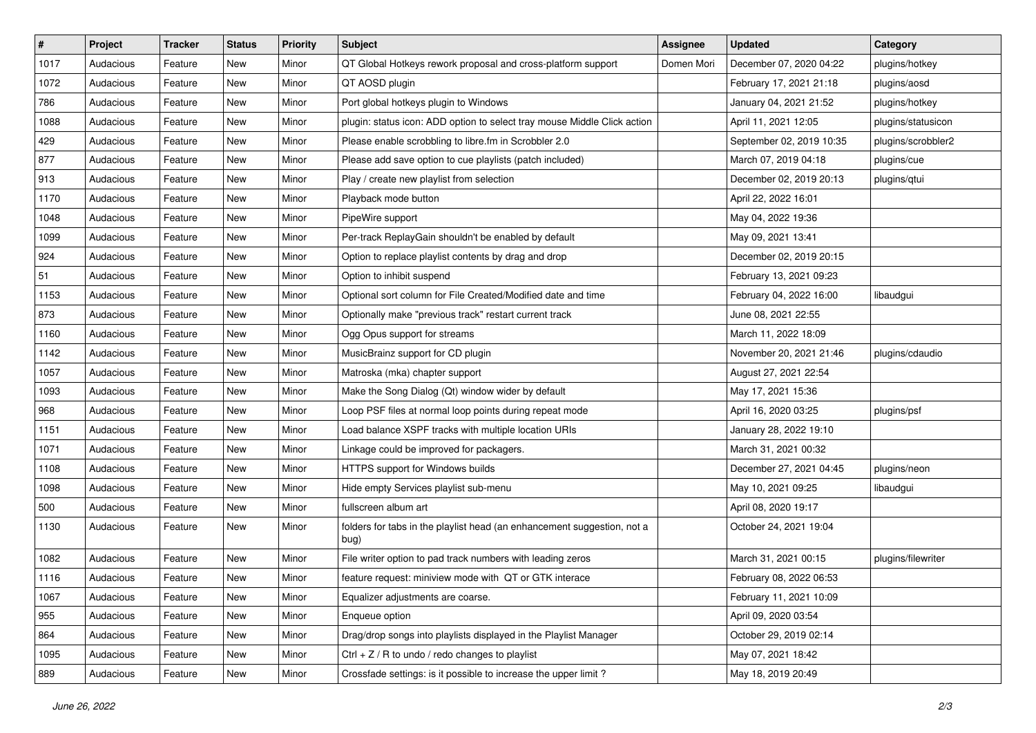| # | Project | Tracker | Status | Priority | Subject | Assignee | Updated | Category |
|---|---|---|---|---|---|---|---|---|
| 1017 | Audacious | Feature | New | Minor | QT Global Hotkeys rework proposal and cross-platform support | Domen Mori | December 07, 2020 04:22 | plugins/hotkey |
| 1072 | Audacious | Feature | New | Minor | QT AOSD plugin | | February 17, 2021 21:18 | plugins/aosd |
| 786 | Audacious | Feature | New | Minor | Port global hotkeys plugin to Windows | | January 04, 2021 21:52 | plugins/hotkey |
| 1088 | Audacious | Feature | New | Minor | plugin: status icon: ADD option to select tray mouse Middle Click action | | April 11, 2021 12:05 | plugins/statusicon |
| 429 | Audacious | Feature | New | Minor | Please enable scrobbling to libre.fm in Scrobbler 2.0 | | September 02, 2019 10:35 | plugins/scrobbler2 |
| 877 | Audacious | Feature | New | Minor | Please add save option to cue playlists (patch included) | | March 07, 2019 04:18 | plugins/cue |
| 913 | Audacious | Feature | New | Minor | Play / create new playlist from selection | | December 02, 2019 20:13 | plugins/qtui |
| 1170 | Audacious | Feature | New | Minor | Playback mode button | | April 22, 2022 16:01 | |
| 1048 | Audacious | Feature | New | Minor | PipeWire support | | May 04, 2022 19:36 | |
| 1099 | Audacious | Feature | New | Minor | Per-track ReplayGain shouldn't be enabled by default | | May 09, 2021 13:41 | |
| 924 | Audacious | Feature | New | Minor | Option to replace playlist contents by drag and drop | | December 02, 2019 20:15 | |
| 51 | Audacious | Feature | New | Minor | Option to inhibit suspend | | February 13, 2021 09:23 | |
| 1153 | Audacious | Feature | New | Minor | Optional sort column for File Created/Modified date and time | | February 04, 2022 16:00 | libaudgui |
| 873 | Audacious | Feature | New | Minor | Optionally make "previous track" restart current track | | June 08, 2021 22:55 | |
| 1160 | Audacious | Feature | New | Minor | Ogg Opus support for streams | | March 11, 2022 18:09 | |
| 1142 | Audacious | Feature | New | Minor | MusicBrainz support for CD plugin | | November 20, 2021 21:46 | plugins/cdaudio |
| 1057 | Audacious | Feature | New | Minor | Matroska (mka) chapter support | | August 27, 2021 22:54 | |
| 1093 | Audacious | Feature | New | Minor | Make the Song Dialog (Qt) window wider by default | | May 17, 2021 15:36 | |
| 968 | Audacious | Feature | New | Minor | Loop PSF files at normal loop points during repeat mode | | April 16, 2020 03:25 | plugins/psf |
| 1151 | Audacious | Feature | New | Minor | Load balance XSPF tracks with multiple location URIs | | January 28, 2022 19:10 | |
| 1071 | Audacious | Feature | New | Minor | Linkage could be improved for packagers. | | March 31, 2021 00:32 | |
| 1108 | Audacious | Feature | New | Minor | HTTPS support for Windows builds | | December 27, 2021 04:45 | plugins/neon |
| 1098 | Audacious | Feature | New | Minor | Hide empty Services playlist sub-menu | | May 10, 2021 09:25 | libaudgui |
| 500 | Audacious | Feature | New | Minor | fullscreen album art | | April 08, 2020 19:17 | |
| 1130 | Audacious | Feature | New | Minor | folders for tabs in the playlist head (an enhancement suggestion, not a bug) | | October 24, 2021 19:04 | |
| 1082 | Audacious | Feature | New | Minor | File writer option to pad track numbers with leading zeros | | March 31, 2021 00:15 | plugins/filewriter |
| 1116 | Audacious | Feature | New | Minor | feature request: miniview mode with  QT or GTK interace | | February 08, 2022 06:53 | |
| 1067 | Audacious | Feature | New | Minor | Equalizer adjustments are coarse. | | February 11, 2021 10:09 | |
| 955 | Audacious | Feature | New | Minor | Enqueue option | | April 09, 2020 03:54 | |
| 864 | Audacious | Feature | New | Minor | Drag/drop songs into playlists displayed in the Playlist Manager | | October 29, 2019 02:14 | |
| 1095 | Audacious | Feature | New | Minor | Ctrl + Z / R to undo / redo changes to playlist | | May 07, 2021 18:42 | |
| 889 | Audacious | Feature | New | Minor | Crossfade settings: is it possible to increase the upper limit ? | | May 18, 2019 20:49 | |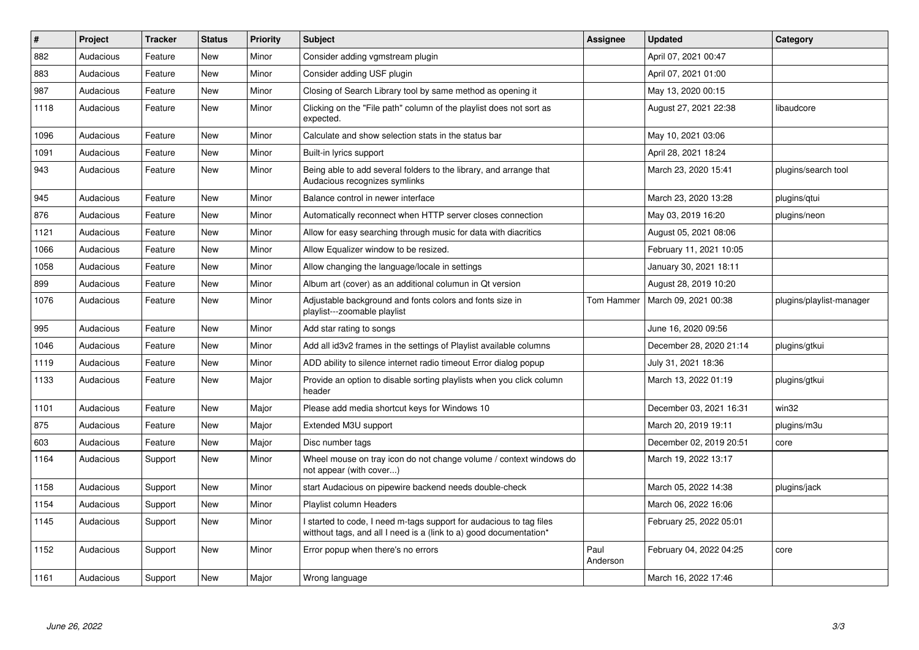| # | Project | Tracker | Status | Priority | Subject | Assignee | Updated | Category |
|---|---|---|---|---|---|---|---|---|
| 882 | Audacious | Feature | New | Minor | Consider adding vgmstream plugin | | April 07, 2021 00:47 | |
| 883 | Audacious | Feature | New | Minor | Consider adding USF plugin | | April 07, 2021 01:00 | |
| 987 | Audacious | Feature | New | Minor | Closing of Search Library tool by same method as opening it | | May 13, 2020 00:15 | |
| 1118 | Audacious | Feature | New | Minor | Clicking on the "File path" column of the playlist does not sort as expected. | | August 27, 2021 22:38 | libaudcore |
| 1096 | Audacious | Feature | New | Minor | Calculate and show selection stats in the status bar | | May 10, 2021 03:06 | |
| 1091 | Audacious | Feature | New | Minor | Built-in lyrics support | | April 28, 2021 18:24 | |
| 943 | Audacious | Feature | New | Minor | Being able to add several folders to the library, and arrange that Audacious recognizes symlinks | | March 23, 2020 15:41 | plugins/search tool |
| 945 | Audacious | Feature | New | Minor | Balance control in newer interface | | March 23, 2020 13:28 | plugins/qtui |
| 876 | Audacious | Feature | New | Minor | Automatically reconnect when HTTP server closes connection | | May 03, 2019 16:20 | plugins/neon |
| 1121 | Audacious | Feature | New | Minor | Allow for easy searching through music for data with diacritics | | August 05, 2021 08:06 | |
| 1066 | Audacious | Feature | New | Minor | Allow Equalizer window to be resized. | | February 11, 2021 10:05 | |
| 1058 | Audacious | Feature | New | Minor | Allow changing the language/locale in settings | | January 30, 2021 18:11 | |
| 899 | Audacious | Feature | New | Minor | Album art (cover) as an additional columun in Qt version | | August 28, 2019 10:20 | |
| 1076 | Audacious | Feature | New | Minor | Adjustable background and fonts colors and fonts size in playlist---zoomable playlist | Tom Hammer | March 09, 2021 00:38 | plugins/playlist-manager |
| 995 | Audacious | Feature | New | Minor | Add star rating to songs | | June 16, 2020 09:56 | |
| 1046 | Audacious | Feature | New | Minor | Add all id3v2 frames in the settings of Playlist available columns | | December 28, 2020 21:14 | plugins/gtkui |
| 1119 | Audacious | Feature | New | Minor | ADD ability to silence internet radio timeout Error dialog popup | | July 31, 2021 18:36 | |
| 1133 | Audacious | Feature | New | Major | Provide an option to disable sorting playlists when you click column header | | March 13, 2022 01:19 | plugins/gtkui |
| 1101 | Audacious | Feature | New | Major | Please add media shortcut keys for Windows 10 | | December 03, 2021 16:31 | win32 |
| 875 | Audacious | Feature | New | Major | Extended M3U support | | March 20, 2019 19:11 | plugins/m3u |
| 603 | Audacious | Feature | New | Major | Disc number tags | | December 02, 2019 20:51 | core |
| 1164 | Audacious | Support | New | Minor | Wheel mouse on tray icon do not change volume / context windows do not appear (with cover...) | | March 19, 2022 13:17 | |
| 1158 | Audacious | Support | New | Minor | start Audacious on pipewire backend needs double-check | | March 05, 2022 14:38 | plugins/jack |
| 1154 | Audacious | Support | New | Minor | Playlist column Headers | | March 06, 2022 16:06 | |
| 1145 | Audacious | Support | New | Minor | I started to code, I need m-tags support for audacious to tag files witthout tags, and all I need is a (link to a) good documentation* | | February 25, 2022 05:01 | |
| 1152 | Audacious | Support | New | Minor | Error popup when there's no errors | Paul Anderson | February 04, 2022 04:25 | core |
| 1161 | Audacious | Support | New | Major | Wrong language | | March 16, 2022 17:46 | |

*June 26, 2022*